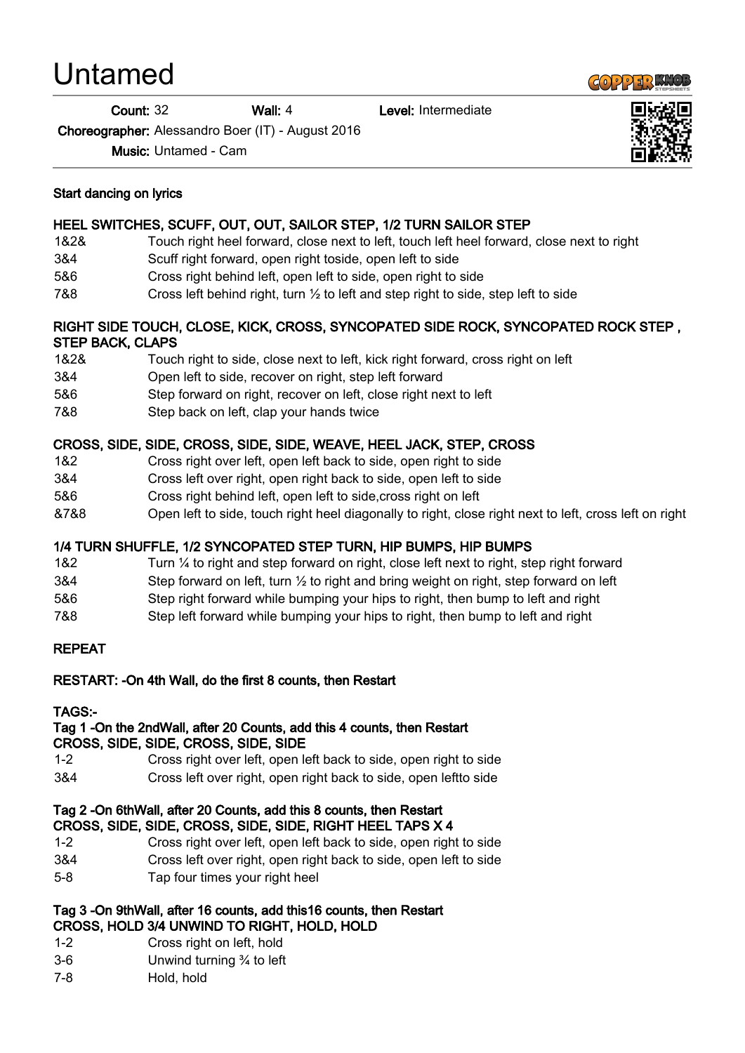# Untamed

**Count:** 32 **Wall:** 4 **Level:** Intermediate

**Choreographer:** Alessandro Boer (IT) - August 2016

**Music:** Untamed - Cam

**Start dancing on lyrics**

**HEEL SWITCHES, SCUFF, OUT, OUT, SAILOR STEP, 1/2 TURN SAILOR STEP**

| | |
|---|---|
| 1&2& | Touch right heel forward, close next to left, touch left heel forward, close next to right |
| 3&4 | Scuff right forward, open right toside, open left to side |
| 5&6 | Cross right behind left, open left to side, open right to side |
| 7&8 | Cross left behind right, turn ½ to left and step right to side, step left to side |

**RIGHT SIDE TOUCH, CLOSE, KICK, CROSS, SYNCOPATED SIDE ROCK, SYNCOPATED ROCK STEP , STEP BACK, CLAPS**

| | |
|---|---|
| 1&2& | Touch right to side, close next to left, kick right forward, cross right on left |
| 3&4 | Open left to side, recover on right, step left forward |
| 5&6 | Step forward on right, recover on left, close right next to left |
| 7&8 | Step back on left, clap your hands twice |

**CROSS, SIDE, SIDE, CROSS, SIDE, SIDE, WEAVE, HEEL JACK, STEP, CROSS**

| | |
|---|---|
| 1&2 | Cross right over left, open left back to side, open right to side |
| 3&4 | Cross left over right, open right back to side, open left to side |
| 5&6 | Cross right behind left, open left to side,cross right on left |
| &7&8 | Open left to side, touch right heel diagonally to right, close right next to left, cross left on right |

**1/4 TURN SHUFFLE, 1/2 SYNCOPATED STEP TURN, HIP BUMPS, HIP BUMPS**

| | |
|---|---|
| 1&2 | Turn ¼ to right and step forward on right, close left next to right, step right forward |
| 3&4 | Step forward on left, turn ½ to right and bring weight on right, step forward on left |
| 5&6 | Step right forward while bumping your hips to right, then bump to left and right |
| 7&8 | Step left forward while bumping your hips to right, then bump to left and right |

**REPEAT**

**RESTART: -On 4th Wall, do the first 8 counts, then Restart**

**TAGS:-**

**Tag 1 -On the 2ndWall, after 20 Counts, add this 4 counts, then Restart**
**CROSS, SIDE, SIDE, CROSS, SIDE, SIDE**

| | |
|---|---|
| 1-2 | Cross right over left, open left back to side, open right to side |
| 3&4 | Cross left over right, open right back to side, open leftto side |

**Tag 2 -On 6thWall, after 20 Counts, add this 8 counts, then Restart**
**CROSS, SIDE, SIDE, CROSS, SIDE, SIDE, RIGHT HEEL TAPS X 4**

| | |
|---|---|
| 1-2 | Cross right over left, open left back to side, open right to side |
| 3&4 | Cross left over right, open right back to side, open left to side |
| 5-8 | Tap four times your right heel |

**Tag 3 -On 9thWall, after 16 counts, add this16 counts, then Restart**
**CROSS, HOLD 3/4 UNWIND TO RIGHT, HOLD, HOLD**

| | |
|---|---|
| 1-2 | Cross right on left, hold |
| 3-6 | Unwind turning ¾ to left |
| 7-8 | Hold, hold |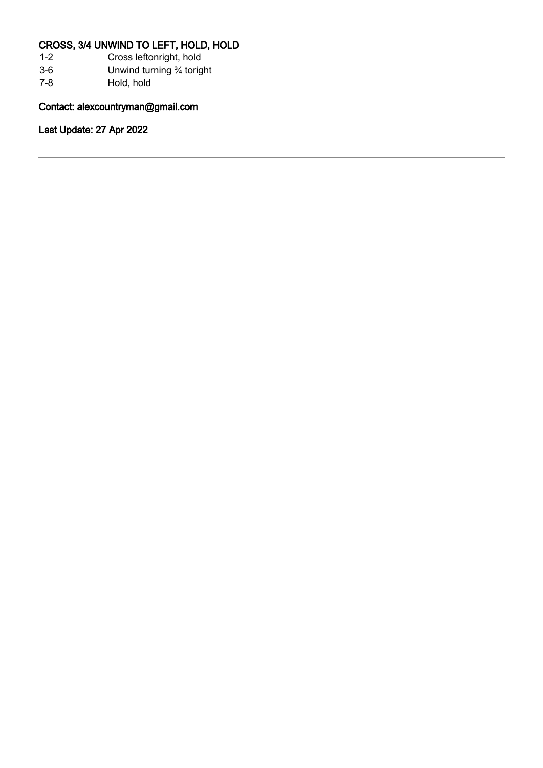**CROSS, 3/4 UNWIND TO LEFT, HOLD, HOLD**

| | |
|---|---|
| 1-2 | Cross leftonright, hold |
| 3-6 | Unwind turning ¾ toright |
| 7-8 | Hold, hold |

**Contact: alexcountryman@gmail.com**

**Last Update: 27 Apr 2022**

---